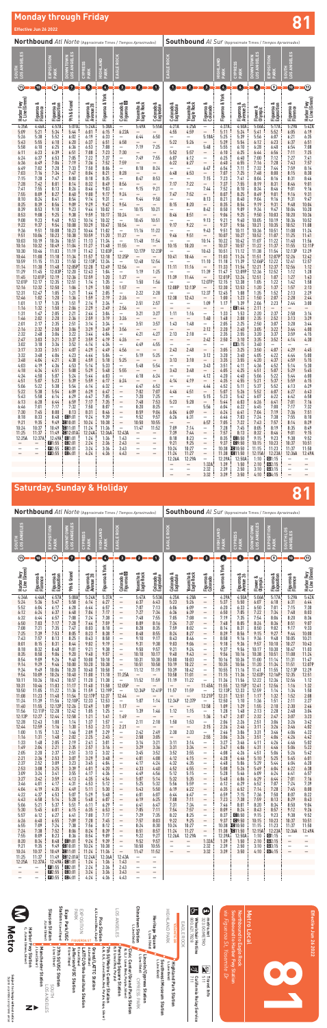# Monday through Friday — 81

**Effective Jun 26 2022**

## Northbound *Al Norte* (Approximate Times / *Tiempos Aproximados*)

| SOUTH LOS ANGELES | EXPOSITION PARK | | DOWNTOWN LOS ANGELES | CYPRESS PARK | HIGHLAND PARK | EAGLE ROCK | | |
|---|---|---|---|---|---|---|---|---|
| 11 Harbor Fwy C Line (Green) | 10 Figueroa & Florence | 9 Figueroa & Exposition | 8 9th & Grand | 6 Figueroa & Ave 26 | 5 Figueroa & York | 3 Colorado & Figueroa | 2 Yosemite & Eagle Rock | 1 Colorado & Eagledale |
| 4:28A | 4:46A | 4:51A | 5:07A | 5:24A | 5:38A | — | 5:49A | 5:55A |
| 5:09 | 5:21 | 5:26 | 5:44 | 6:01 | 6:15 | 6:22A | — | — |
| 5:26 | 5:38 | 5:44 | 6:02 | 6:19 | 6:33 | — | 6:44 | 6:50 |
| 5:43 | 5:55 | 6:01 | 6:20 | 6:37 | 6:51 | 6:58 | — | — |
| 5:58 | 6:10 | 6:16 | 6:36 | 6:53 | 7:08 | — | 7:19 | 7:25 |
| 6:11 | 6:23 | 6:29 | 6:51 | 7:08 | 7:23 | 7:30 | — | — |
| 6:24 | 6:37 | 6:43 | 7:05 | 7:23 | 7:37 | — | 7:49 | 7:55 |
| 6:36 | 6:49 | 6:56 | 7:19 | 7:36 | 7:52 | 7:59 | — | — |
| 6:49 | 7:02 | 7:09 | 7:33 | 7:50 | 8:06 | — | 8:18 | 8:24 |
| 7:03 | 7:16 | 7:24 | 7:47 | 8:04 | 8:21 | 8:28 | — | — |
| 7:15 | 7:28 | 7:36 | 8:00 | 8:18 | 8:35 | — | 8:47 | 8:53 |
| 7:28 | 7:42 | 7:51 | 8:14 | 8:32 | 8:49 | 8:56 | — | — |
| 7:41 | 7:55 | 8:03 | 8:26 | 8:44 | 9:03 | — | 9:15 | 9:21 |
| 7:55 | 8:09 | 8:17 | 8:40 | 8:58 | 9:17 | 9:24 | — | — |
| 8:10 | 8:24 | 8:34 | 8:57 | 9:14 | 9:32 | — | 9:44 | 9:50 |
| 8:25 | 8:39 | 8:56 | 9:09 | 9:29 | 9:47 | 9:54 | — | — |
| 8:39 | 8:53 | 9:10 | 9:23 | 9:44 | 10:01 | — | 10:15 | 10:21 |
| 8:53 | 9:08 | 9:25 | 9:38 | 9:59 | 10:17 | 10:24 | — | — |
| 9:08 | 9:23 | 9:40 | 9:53 | 10:14 | 10:32 | — | 10:45 | 10:51 |
| 9:22 | 9:37 | 9:54 | 10:08 | 10:29 | 10:47 | 10:54 | — | — |
| 9:36 | 9:51 | 10:08 | 10:23 | 10:44 | 11:02 | — | 11:16 | 11:22 |
| 9:51 | 10:06 | 10:23 | 10:38 | 10:59 | 11:20 | 11:27 | — | — |
| 10:03 | 10:19 | 10:36 | 10:51 | 11:13 | 11:34 | — | 11:48 | 11:54 |
| 10:17 | 10:33 | 10:51 | 11:06 | 11:28 | 11:48 | 11:55 | — | — |
| 10:30 | 10:46 | 11:03 | 11:19 | 11:42 | 12:03P | — | 12:17P | 12:23P |
| 10:44 | 11:00 | 11:18 | 11:34 | 11:57 | 12:18 | 12:25P | — | — |
| 10:59 | 11:15 | 11:33 | 11:50 | 12:13P | 12:34 | — | 12:48 | 12:54 |
| 11:14 | 11:30 | 11:48 | 12:05P | 12:28 | 12:49 | 12:56 | — | — |
| 11:29 | 11:45 | 12:03P | 12:20 | 12:43 | 1:04 | — | 1:19 | 1:25 |
| 11:45 | 12:01P | 12:19 | 12:36 | 12:59 | 1:20 | 1:27 | — | — |
| 12:01P | 12:17 | 12:35 | 12:51 | 1:14 | 1:35 | — | 1:50 | 1:56 |
| 12:16 | 12:32 | 12:50 | 1:06 | 1:29 | 1:50 | 1:57 | — | — |
| 12:31 | 12:47 | 1:05 | 1:21 | 1:44 | 2:05 | — | 2:22 | 2:28 |
| 12:46 | 1:02 | 1:20 | 1:36 | 1:59 | 2:19 | 2:26 | — | — |
| 1:01 | 1:17 | 1:35 | 1:51 | 2:14 | 2:34 | — | 2:51 | 2:57 |
| 1:16 | 1:32 | 1:50 | 2:06 | 2:29 | 2:49 | 2:56 | — | — |
| 1:31 | 1:47 | 2:05 | 2:21 | 2:44 | 3:04 | — | 3:21 | 3:27 |
| 1:46 | 2:02 | 2:20 | 2:36 | 2:59 | 3:19 | 3:26 | — | — |
| 2:01 | 2:17 | 2:35 | 2:51 | 3:14 | 3:34 | — | 3:51 | 3:57 |
| 2:16 | 2:32 | 2:50 | 3:06 | 3:29 | 3:49 | 3:56 | — | — |
| 2:32 | 2:48 | 3:06 | 3:22 | 3:44 | 4:04 | — | 4:21 | 4:27 |
| 2:47 | 3:03 | 3:21 | 3:37 | 3:59 | 4:19 | 4:26 | — | — |
| 3:02 | 3:18 | 3:36 | 3:52 | 4:14 | 4:34 | — | 4:49 | 4:55 |
| 3:17 | 3:33 | 3:51 | 4:07 | 4:29 | 4:49 | 4:56 | — | — |
| 3:32 | 3:48 | 4:06 | 4:23 | 4:44 | 5:04 | — | 5:19 | 5:25 |
| 3:48 | 4:04 | 4:22 | 4:38 | 4:59 | 5:18 | 5:25 | — | — |
| 4:03 | 4:19 | 4:36 | 4:53 | 5:14 | 5:33 | — | 5:48 | 5:54 |
| 4:18 | 4:34 | 4:51 | 5:08 | 5:29 | 5:48 | 5:55 | — | — |
| 4:34 | 4:50 | 5:07 | 5:24 | 5:44 | 6:03 | — | 6:18 | 6:24 |
| 4:51 | 5:07 | 5:23 | 5:39 | 5:59 | 6:17 | 6:24 | — | — |
| 5:06 | 5:22 | 5:38 | 5:54 | 6:14 | 6:32 | — | 6:47 | 6:52 |
| 5:22 | 5:38 | 5:54 | 6:09 | 6:29 | 6:47 | — | 7:02 | 7:07 |
| 5:43 | 5:58 | 6:14 | 6:29 | 6:47 | 7:05 | — | 7:20 | 7:25 |
| 6:03 | 6:18 | 6:34 | 6:48 | 7:06 | 7:23 | — | 7:38 | 7:43 |
| 6:23 | 6:38 | 6:52 | 7:06 | 7:24 | 7:41 | — | 7:56 | 8:01 |
| 6:46 | 7:01 | 7:15 | 7:29 | 7:45 | 8:00 | — | 8:15 | 8:20 |
| 7:08 | 7:23 | 7:37 | 7:51 | 8:06 | 8:21 | — | 8:35 | 8:40 |
| 7:30 | 7:45 | 7:59 | 8:13 | 8:28 | 8:43 | — | 8:57 | 9:02 |
| 7:58 | 8:13 | 8:27 | 8:41 | 8:55 | 9:10 | — | 9:24 | 9:29 |
| 8:18 | 8:33 | 8:48 | C 9:01 | 9:24 | 9:39 | — | 9:52 | 9:57 |
| 9:10 | 9:25 | 9:48 | 10:01 | 10:24 | 10:38 | — | 10:50 | 10:55 |
| 10:24 | 10:37 | 10:49 | 11:01 | 11:14 | 11:26 | — | 11:37 | 11:42 |
| 11:25 | 11:37 | 11:49 | 12:01A | 12:14A | 12:26A | 12:43A | — | — |
| 12:25A | 12:37A | 12:49A | 1:01A | 1:14A | 1:26A | 1:43A | — | — |
| — | C 1:55 | 2:02 | 2:14 | 2:26 | 2:36 | 2:43 | — | — |
| — | C 2:55 | 3:02 | 3:14 | 3:26 | 3:36 | 3:43 | — | — |
| — | C 3:55 | 4:02 | 4:14 | 4:26 | 4:36 | 4:43 | — | — |

## Southbound *Al Sur* (Approximate Times / *Tiempos Aproximados*)

| EAGLE ROCK | | | HIGHLAND PARK | CYPRESS PARK | DOWNTOWN LOS ANGELES | EXPOSITION PARK | | SOUTH LOS ANGELES |
|---|---|---|---|---|---|---|---|---|
| 1 Colorado & Eagledale | 2 Yosemite & Eagle Rock | 3 Colorado & Figueroa | 5 Figueroa & York | 6 Figueroa & Avenue 26 | 7 Flower & Olympic | 9 Figueroa & Exposition | 10 Figueroa & Florence | 11 Harbor Fwy C Line (Green) |
| 4:21A | 4:25A | — | 4:37A | 4:50A | 5:00A | 5:17A | 5:29A | 5:42A |
| 4:55 | 4:59 | — | 5:11 | 5:24 | 5:41 | 5:52 | 6:05 | 6:18 |
| — | — | 5:18A | 5:25 | 5:39 | 5:56 | 6:07 | 6:21 | 6:35 |
| 5:22 | 5:26 | — | 5:39 | 5:54 | 6:12 | 6:23 | 6:38 | 6:51 |
| — | — | 5:48 | 5:55 | 6:10 | 6:28 | 6:40 | 6:54 | 7:08 |
| 5:52 | 5:57 | — | 6:10 | 6:25 | 6:44 | 6:57 | 7:12 | 7:27 |
| — | — | 6:17 | 6:25 | 6:40 | 7:00 | 7:12 | 7:27 | 7:42 |
| 6:22 | 6:27 | — | 6:40 | 6:55 | 7:16 | 7:27 | 7:43 | 7:58 |
| — | — | 6:46 | 6:54 | 7:10 | 7:32 | 7:44 | 7:59 | 8:14 |
| 6:48 | 6:53 | — | 7:07 | 7:25 | 7:48 | 8:00 | 8:15 | 8:30 |
| — | — | 7:15 | 7:23 | 7:41 | 8:04 | 8:16 | 8:31 | 8:46 |
| 7:17 | 7:22 | — | 7:37 | 7:55 | 8:19 | 8:31 | 8:46 | 9:01 |
| — | — | 7:44 | 7:52 | 8:10 | 8:34 | 8:46 | 9:02 | 9:17 |
| 7:47 | 7:52 | — | 8:07 | 8:25 | 8:49 | 9:02 | 9:18 | 9:34 |
| — | — | 8:13 | 8:21 | 8:40 | 9:03 | 9:16 | 9:33 | 9:49 |
| 8:15 | 8:20 | — | 8:35 | 8:54 | 9:17 | 9:31 | 9:48 | 10:04 |
| — | — | 8:42 | 8:50 | 9:09 | 9:32 | 9:46 | 10:03 | 10:19 |
| 8:46 | 8:51 | — | 9:06 | 9:25 | 9:48 | 10:03 | 10:20 | 10:36 |
| — | — | 9:13 | 9:21 | 9:40 | 10:05 | 10:19 | 10:36 | 10:52 |
| 9:17 | 9:22 | — | 9:37 | 9:56 | 10:21 | 10:35 | 10:52 | 11:08 |
| — | — | 9:43 | 9:51 | 10:11 | 10:36 | 10:51 | 11:09 | 11:25 |
| 9:46 | 9:51 | — | 10:07 | 10:27 | 10:52 | 11:07 | 11:25 | 11:41 |
| — | — | 10:15 | 10:22 | 10:42 | 11:07 | 11:22 | 11:40 | 11:56 |
| 10:15 | 10:20 | — | 10:37 | 10:57 | 11:22 | 11:37 | 11:55 | 12:11P |
| — | — | 10:43 | 10:51 | 11:12 | 11:38 | 11:54 | 12:13P | 12:29 |
| 10:41 | 10:46 | — | 11:03 | 11:24 | 11:50 | 12:06P | 12:25 | 12:42 |
| — | — | 11:10 | 11:18 | 11:39 | 12:06P | 12:22 | 12:41 | 12:57 |
| 11:11 | 11:16 | — | 11:33 | 11:54 | 12:21 | 12:37 | 12:56 | 1:12 |
| — | — | 11:39 | 11:47 | 12:09P | 12:36 | 12:52 | 1:12 | 1:28 |
| 11:39 | 11:44 | — | 12:01P | 12:24 | 12:51 | 1:07 | 1:27 | 1:43 |
| — | — | 12:07P | 12:15 | 12:38 | 1:05 | 1:21 | 1:42 | 1:58 |
| 12:08P | 12:13P | — | 12:30 | 12:53 | 1:20 | 1:37 | 1:58 | 2:13 |
| — | — | 12:37 | 12:45 | 1:08 | 1:35 | 1:52 | 2:13 | 2:29 |
| 12:38 | 12:43 | — | 1:00 | 1:23 | 1:50 | 2:07 | 2:28 | 2:44 |
| — | — | 1:09 | 1:17 | 1:39 | 2:06 | 2:24 | 2:45 | 3:00 |
| — | — | — | 1:33 | C 1:44 | 2:11 | — | — | — |
| 1:43 | 1:48 | — | 2:05 | 2:26 | 2:52 | 3:10 | 3:29 | 3:44 |
| — | — | 2:12 | 2:20 | 2:40 | 3:05 | 3:22 | 3:44 | 4:00 |
| 2:13 | 2:18 | — | 2:35 | 2:55 | 3:20 | 3:37 | 3:59 | 4:15 |
| — | — | 2:42 | 2:50 | 3:10 | 3:35 | 3:52 | 4:14 | 4:30 |
| 2:43 | 2:48 | — | 3:05 | 3:25 | 3:50 | 4:07 | 4:29 | 4:45 |
| — | — | 3:12 | 3:20 | 3:40 | 4:05 | 4:22 | 4:44 | 5:00 |
| 3:13 | 3:18 | — | 3:35 | 3:55 | 4:20 | 4:37 | 4:59 | 5:15 |
| — | — | 3:43 | 3:51 | 4:11 | 4:36 | 4:52 | 5:14 | 5:30 |
| 3:43 | 3:48 | — | 4:05 | 4:25 | 4:50 | 5:07 | 5:29 | 5:45 |
| — | — | 4:12 | 4:20 | 4:40 | 5:06 | 5:22 | 5:44 | 6:00 |
| 4:14 | 4:19 | — | 4:35 | 4:55 | 5:21 | 5:37 | 5:59 | 6:15 |
| — | — | 4:44 | 4:52 | 5:11 | 5:37 | 5:52 | 6:13 | 6:28 |
| 4:46 | 4:51 | — | 5:07 | 5:26 | 5:52 | 6:07 | 6:28 | 6:43 |
| — | — | 5:15 | 5:23 | 5:42 | 6:07 | 6:22 | 6:42 | 6:58 |
| 5:23 | 5:28 | — | 5:44 | 6:03 | 6:27 | 6:42 | 7:01 | 7:16 |
| — | — | 5:56 | 6:04 | 6:22 | 6:45 | 7:00 | 7:17 | 7:32 |
| 6:03 | 6:08 | — | 6:24 | 6:41 | 7:04 | 7:19 | 7:36 | 7:51 |
| 6:26 | 6:31 | — | 6:44 | 7:03 | 7:24 | 7:38 | 7:55 | 8:10 |
| 7:09 | 7:14 | — | 7:28 | 7:43 | 8:05 | 8:19 | 8:35 | 8:49 |
| 7:39 | 7:44 | — | 7:57 | 8:13 | 8:34 | 8:48 | 9:03 | 9:17 |
| 8:10 | 8:14 | — | 8:35 | C 8:50 | 9:15 | 9:29 | 9:44 | 9:58 |
| 9:21 | 9:25 | — | 9:37 | C 9:50 | 10:15 | 10:23 | 10:37 | 10:51 |
| 10:38 | 10:42 | — | 10:53 | C 11:04 | 11:15 | 11:23 | 11:37 | 11:50 |
| 11:24 | 11:27 | — | 11:38 | C 11:50 | 12:15A | 12:23A | 12:36A | 12:49A |
| 12:26A | 12:29A | — | 12:39A | C 12:50A | 1:15A | 1:23A | 1:36A | 1:49A |
| — | — | 1:32A | 1:39 | 1:50 | 2:10 | 2:18 | 2:29 | — |
| — | — | 2:32 | 2:39 | 2:50 | 3:10 | 3:18 | 3:29 | — |
| — | — | 3:32 | 3:39 | 3:50 | 4:10 | C 4:15 | — | — |

# Saturday, Sunday & Holiday — 81

## Northbound *Al Norte* (Approximate Times / *Tiempos Aproximados*)

| SOUTH LOS ANGELES | EXPOSITION PARK | | DOWNTOWN LOS ANGELES | CYPRESS PARK | HIGHLAND PARK | EAGLE ROCK | | |
|---|---|---|---|---|---|---|---|---|
| 11 Harbor Fwy C Line (Green) | 10 Figueroa & Florence | 9 Figueroa & Exposition | 8 9th & Grand | 6 Figueroa & Ave 26 | 5 Figueroa & York | 3 Colorado & Figueroa | 2 Yosemite & Eagle Rock | 1 Colorado & Eagledale |
| 4:34A | 4:48A | 4:57A | 5:08A | 5:24A | 5:37A | — | 5:47A | 5:53A |
| 5:24 | 5:36 | 5:46 | 6:01 | 6:17 | 6:30 | 6:37 | — | — |
| 5:52 | 6:04 | 6:14 | 6:29 | 6:46 | 7:00 | — | 7:11 | 7:17 |
| 6:12 | 6:24 | 6:34 | 6:49 | 7:06 | 7:20 | 7:27 | — | — |
| 6:32 | 6:44 | 6:54 | 7:09 | 7:26 | 7:40 | — | 7:51 | 7:57 |
| 6:52 | 7:04 | 7:14 | 7:29 | 7:46 | 8:00 | 8:07 | — | — |
| 7:08 | 7:21 | 7:35 | 7:47 | 8:03 | 8:18 | — | 8:29 | 8:35 |
| 7:25 | 7:39 | 7:51 | 8:04 | 8:20 | 8:35 | 8:42 | — | — |
| 7:43 | 7:57 | 8:12 | 8:25 | 8:43 | 8:58 | — | 9:10 | 9:16 |
| 8:01 | 8:15 | 8:31 | 8:44 | 9:02 | 9:18 | 9:25 | — | — |
| 8:18 | 8:32 | 8:48 | 9:02 | 9:21 | 9:37 | — | 9:50 | 9:56 |
| 8:35 | 8:50 | 9:06 | 9:20 | 9:39 | 9:55 | 10:02 | — | — |
| 8:52 | 9:07 | 9:24 | 9:38 | 9:58 | 10:14 | — | 10:27 | 10:33 |
| 9:09 | 9:24 | 9:41 | 9:55 | 10:16 | 10:32 | 10:39 | — | — |
| 9:26 | 9:41 | 9:58 | 10:12 | 10:34 | 10:50 | — | 11:03 | 11:09 |
| 9:43 | 9:58 | 10:15 | 10:29 | 10:51 | 11:07 | 11:14 | — | — |
| 10:00 | 10:15 | 10:32 | 10:46 | 11:08 | 11:25 | — | 11:38 | 11:44 |
| 10:17 | 10:32 | 10:49 | 11:03 | 11:26 | 11:43 | 11:50 | — | — |
| 10:34 | 10:49 | 11:06 | 11:20 | 11:43 | 12:00P | — | 12:14P | 12:20P |
| 10:51 | 11:06 | 11:23 | 11:37 | 12:00P | 12:18 | 12:25P | — | — |
| 11:08 | 11:23 | 11:40 | 11:54 | 12:17P | 12:35 | — | 12:50 | 12:56 |
| 11:24 | 11:40 | 11:57 | 12:11P | 12:34 | 12:52 | 12:59 | — | — |
| 11:41 | 11:57 | 12:14P | 12:28 | 12:51 | 1:09 | — | 1:24 | 1:30 |
| 11:58 | 12:14P | 12:31 | 12:45 | 1:08 | 1:26 | 1:33 | — | — |
| 12:15P | 12:31 | 12:48 | 1:02 | 1:25 | 1:43 | — | 1:58 | 2:04 |
| 12:32 | 12:48 | 1:05 | 1:19 | 1:42 | 2:00 | 2:07 | — | — |
| 12:49 | 1:05 | 1:22 | 1:36 | 1:59 | 2:17 | — | 2:32 | 2:38 |
| 1:06 | 1:22 | 1:39 | 1:53 | 2:16 | 2:34 | 2:41 | — | — |
| 1:23 | 1:39 | 1:56 | 2:10 | 2:33 | 2:51 | — | 3:06 | 3:12 |
| 1:40 | 1:56 | 2:13 | 2:27 | 2:50 | 3:08 | 3:15 | — | — |
| 1:57 | 2:13 | 2:30 | 2:44 | 3:07 | 3:25 | — | 3:40 | 3:46 |
| 2:14 | 2:30 | 2:47 | 3:01 | 3:24 | 3:42 | 3:49 | — | — |
| 2:31 | 2:47 | 3:04 | 3:18 | 3:41 | 3:59 | — | 4:14 | 4:20 |
| 2:48 | 3:04 | 3:21 | 3:35 | 3:58 | 4:16 | 4:23 | — | — |
| 3:05 | 3:21 | 3:38 | 3:52 | 4:15 | 4:33 | — | 4:48 | 4:54 |
| 3:22 | 3:38 | 3:55 | 4:09 | 4:32 | 4:50 | 4:57 | — | — |
| 3:39 | 3:55 | 4:12 | 4:26 | 4:49 | 5:07 | — | 5:22 | 5:28 |
| 3:56 | 4:12 | 4:29 | 4:43 | 5:06 | 5:24 | 5:31 | — | — |
| 4:13 | 4:29 | 4:46 | 5:00 | 5:23 | 5:41 | — | 5:56 | 6:02 |
| 4:30 | 4:46 | 5:03 | 5:17 | 5:40 | 5:58 | 6:05 | — | — |
| 4:47 | 5:03 | 5:20 | 5:34 | 5:57 | 6:15 | — | 6:30 | 6:36 |
| 5:04 | 5:20 | 5:37 | 5:51 | 6:14 | 6:32 | 6:39 | — | — |
| 5:21 | 5:37 | 5:54 | 6:08 | 6:30 | 6:48 | — | 7:03 | 7:08 |
| 5:38 | 5:54 | 6:11 | 6:25 | 6:47 | 7:04 | 7:11 | — | — |
| 5:56 | 6:12 | 6:28 | 6:42 | 7:04 | 7:20 | — | 7:35 | 7:40 |
| 6:14 | 6:30 | 6:46 | 7:00 | 7:21 | 7:37 | — | 7:52 | 7:57 |
| 6:34 | 6:50 | 7:05 | 7:19 | 7:39 | 7:55 | — | 8:09 | 8:14 |
| 6:56 | 7:12 | 7:26 | 7:39 | 7:58 | 8:13 | — | 8:27 | 8:32 |
| 7:20 | 7:35 | 7:49 | 8:01 | 8:20 | 8:35 | — | 8:49 | 8:54 |
| 7:48 | 8:03 | 8:16 | 8:27 | 8:45 | 8:59 | — | 9:13 | 9:18 |
| 8:18 | 8:33 | 8:46 | C 9:01 | 9:24 | 9:39 | — | 9:52 | 9:57 |
| 9:10 | 9:25 | 9:48 | 10:01 | 10:24 | 10:38 | — | 10:50 | 10:55 |
| 10:24 | 10:37 | 10:49 | 11:01 | 11:14 | 11:26 | — | 11:37 | 11:42 |
| 11:25 | 11:37 | 11:49 | 12:01A | 12:14A | 12:26A | 12:43A | — | — |
| 12:25A | 12:37A | 12:49A | 1:01A | 1:14A | 1:26A | 1:43A | — | — |
| — | C 1:55 | 2:02 | 2:14 | 2:26 | 2:36 | 2:43 | — | — |
| — | C 2:55 | 3:02 | 3:14 | 3:26 | 3:36 | 3:43 | — | — |
| — | C 3:55 | 4:02 | 4:14 | 4:26 | 4:36 | 4:43 | — | — |

## Southbound *Al Sur* (Approximate Times / *Tiempos Aproximados*)

| EAGLE ROCK | | | HIGHLAND PARK | CYPRESS PARK | DOWNTOWN LOS ANGELES | EXPOSITION PARK | | SOUTH LOS ANGELES |
|---|---|---|---|---|---|---|---|---|
| 1 Colorado & Eagledale | 2 Yosemite & Eagle Rock | 3 Colorado & Figueroa | 5 Figueroa & York | 6 Figueroa & Avenue 26 | 7 Flower & Olympic | 9 Figueroa & Exposition | 10 Figueroa & Florence | 11 Harbor Fwy C Line (Green) |
| 4:25A | 4:28A | — | 4:39A | 4:50A | 5:04A | 5:17A | 5:29A | 5:42A |
| 5:07 | 5:10 | — | 5:21 | 5:32 | 5:46 | 5:59 | 6:11 | 6:24 |
| — | — | 5:30A | 5:37 | 5:50 | 6:05 | 6:17 | 6:29 | 6:42 |
| 5:56 | 5:59 | — | 6:10 | 6:23 | 6:38 | 6:50 | 7:03 | 7:16 |
| — | — | 6:20 | 6:27 | 6:40 | 6:56 | 7:08 | 7:21 | 7:34 |
| 6:34 | 6:37 | — | 6:48 | 7:02 | 7:18 | 7:30 | 7:43 | 7:57 |
| — | — | 6:59 | 7:06 | 7:20 | 7:36 | 7:48 | 8:01 | 8:15 |
| 7:11 | 7:14 | — | 7:25 | 7:39 | 7:56 | 8:08 | 8:22 | 8:36 |
| — | — | 7:36 | 7:44 | 7:58 | 8:15 | 8:27 | 8:42 | 8:56 |
| 7:46 | 7:50 | — | 8:02 | 8:17 | 8:34 | 8:47 | 9:02 | 9:17 |
| — | — | 8:12 | 8:20 | 8:36 | 8:54 | 9:07 | 9:22 | 9:37 |
| 8:21 | 8:25 | — | 8:38 | 8:55 | 9:13 | 9:27 | 9:43 | 9:58 |
| — | — | 8:47 | 8:55 | 9:13 | 9:32 | 9:46 | 10:02 | 10:18 |
| 8:56 | 9:00 | — | 9:13 | 9:31 | 9:51 | 10:05 | 10:22 | 10:38 |
| — | — | 9:22 | 9:30 | 9:48 | 10:09 | 10:24 | 10:41 | 10:57 |
| 9:30 | 9:34 | — | 9:47 | 10:06 | 10:27 | 10:42 | 10:59 | 11:15 |
| — | — | 9:56 | 10:04 | 10:23 | 10:45 | 11:00 | 11:18 | 11:34 |
| 10:05 | 10:09 | — | 10:22 | 10:41 | 11:03 | 11:18 | 11:36 | 11:52 |
| — | — | 10:30 | 10:38 | 10:58 | 11:20 | 11:36 | 11:54 | 12:10P |
| 10:39 | 10:43 | — | 10:56 | 11:16 | 11:38 | 11:54 | 12:12P | 12:28 |
| — | — | 11:04 | 11:12 | 11:33 | 11:56 | 12:12P | 12:30 | 12:46 |
| 11:13 | 11:17 | — | 11:30 | 11:51 | 12:14P | 12:30 | 12:48 | 1:04 |
| — | — | 11:38 | 11:46 | 12:08P | 12:31 | 12:47 | 1:06 | 1:22 |
| 11:47 | 11:51 | — | 12:04P | 12:26 | 12:49 | 1:05 | 1:24 | 1:40 |
| — | — | 12:12P | 12:20 | 12:42 | 1:06 | 1:22 | 1:41 | 1:57 |
| 12:21P | 12:25P | — | 12:38 | 1:00 | 1:24 | 1:40 | 1:59 | 2:15 |
| — | — | 12:46 | 12:54 | 1:16 | 1:40 | 1:57 | 2:16 | 2:32 |
| 12:55 | 12:59 | — | 1:12 | 1:34 | 1:58 | 2:15 | 2:34 | 2:50 |
| — | — | 1:20 | 1:28 | 1:50 | 2:15 | 2:32 | 2:51 | 3:07 |
| 1:29 | 1:33 | — | 1:46 | 2:08 | 2:33 | 2:50 | 3:09 | 3:25 |
| — | — | 1:54 | 2:02 | 2:24 | 2:49 | 3:06 | 3:25 | 3:41 |
| 2:03 | 2:07 | — | 2:20 | 2:42 | 3:07 | 3:24 | 3:43 | 3:59 |
| — | — | 2:28 | 2:36 | 2:58 | 3:23 | 3:40 | 3:59 | 4:15 |
| 2:37 | 2:41 | — | 2:54 | 3:16 | 3:41 | 3:58 | 4:17 | 4:33 |
| — | — | 3:02 | 3:10 | 3:32 | 3:57 | 4:14 | 4:33 | 4:49 |
| 3:11 | 3:15 | — | 3:28 | 3:50 | 4:15 | 4:32 | 4:51 | 5:07 |
| — | — | 3:36 | 3:44 | 4:06 | 4:31 | 4:48 | 5:07 | 5:23 |
| 3:45 | 3:49 | — | 4:02 | 4:24 | 4:49 | 5:06 | 5:25 | 5:41 |
| — | — | 4:10 | 4:18 | 4:40 | 5:05 | 5:22 | 5:41 | 5:57 |
| 4:19 | 4:23 | — | 4:36 | 4:58 | 5:23 | 5:40 | 5:59 | 6:15 |
| — | — | 4:44 | 4:52 | 5:14 | 5:39 | 5:56 | 6:15 | 6:31 |
| 4:53 | 4:57 | — | 5:10 | 5:32 | 5:57 | 6:14 | 6:33 | 6:49 |
| — | — | 5:18 | 5:26 | 5:48 | 6:13 | 6:30 | 6:49 | 7:05 |
| 5:28 | 5:32 | — | 5:45 | 6:07 | 6:31 | 6:48 | 7:06 | 7:21 |
| — | — | 5:55 | 6:03 | 6:24 | 6:48 | 7:04 | 7:21 | 7:36 |
| 6:08 | 6:12 | — | 6:25 | 6:45 | 7:08 | 7:23 | 7:39 | 7:53 |
| 6:34 | 6:38 | — | 6:50 | 7:09 | 7:30 | 7:44 | 7:59 | 8:13 |
| 7:09 | 7:14 | — | 7:28 | 7:43 | 8:05 | 8:19 | 8:35 | 8:49 |
| 7:39 | 7:44 | — | 7:57 | 8:13 | 8:34 | 8:48 | 9:03 | 9:17 |
| 8:10 | 8:14 | — | 8:35 | C 8:50 | 9:15 | 9:29 | 9:44 | 9:58 |
| 9:21 | 9:25 | — | 9:37 | C 9:50 | 10:15 | 10:23 | 10:37 | 10:51 |
| 10:38 | 10:42 | — | 10:53 | C 11:04 | 11:15 | 11:23 | 11:37 | 11:50 |
| 11:24 | 11:27 | — | 11:38 | C 11:50 | 12:15A | 12:23A | 12:36A | 12:49A |
| 12:26A | 12:29A | — | 12:39A | C 12:50A | 1:15A | 1:23A | 1:36A | 1:49A |
| — | — | 1:32A | 1:39 | 1:50 | 2:10 | 2:18 | 2:29 | — |
| — | — | 2:32 | 2:39 | 2:50 | 3:10 | 3:18 | 3:29 | — |
| — | — | 3:32 | 3:39 | 3:50 | 4:10 | C 4:15 | — | — |

Harbor Fwy Station (C Line (Green)) · Slauson Station (J Line) · Manchester Station (J Line) · 37th St/USC Station · Expo Park/USC Station · LATTC/Ortho Institute Station · Pico Station · 7th St/Metro Center Station · Pershing Square Station · Civic Center/Grand Park Station · Chinatown Station · Lincoln/Cypress Station · Heritage Square Station · Southwest Museum Station · Highland Park Station

Subject to change without notice / *Sujeto a cambios sin previo aviso*

**Metro Local 81**

Northbound to Eagle Rock
Southbound to Harbor Fwy Station via Figueroa St, Yosemite Dr

metro.net · 323.GO.METRO · Wheelchair Hotline · 511 Travel Info · California Relay Service 711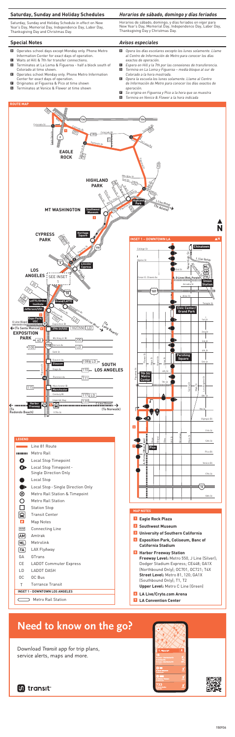## Saturday, Sunday and Holiday Schedules

Saturday, Sunday and Holiday Schedule in effect on New Year's Day, Memorial Day, Independence Day, Labor Day, Thanksgiving Day and Christmas Day.

## Horarios de sábado, domingo y días feriados

Horarios de sábado, domingo, y días feriados en vigor para New Year's Day, Memorial Day, Independence Day, Labor Day, Thanksgiving Day y Christmas Day.

## Special Notes

- **B** Operates school days except Monday only. Phone Metro Information Center for exact days of operation.
- **C** Waits at Hill & 7th for transfer connections.
- **D** Terminates at La Loma & Figueroa - half a block south of Colorado at time shown.
- **E** Operates school Monday only. Phone Metro Information Center for exact days of operation.
- **F** Originates at Figueroa & Pico at time shown
- **G** Terminates at Venice & Flower at time shown

## Avisos especiales

- **B** *Opera los días escolares excepto los lunes solamente. Llame al Centro de Información de Metro para conocer los días exactos de operación.*
- **C** *Espera en Hill y la 7th por las conexiones de transferencia.*
- **D** *Termina en La Loma y Figueroa – media bloque al sur de Colorado a la hora mostrada.*
- **E** *Opera la escuela los lunes solamente. Llame al Centro de Información de Metro para conocer los días exactos de operación.*
- **F** *Se origina en Figueroa y Pico a la hora que se muestra*
- **G** *Termina en Venice & Flower a la hora indicada*

## ROUTE MAP

EAGLE ROCK
HIGHLAND PARK
MT WASHINGTON
CYPRESS PARK
LOS ANGELES SEE INSET 1
EXPOSITION PARK
SOUTH LOS ANGELES
Colorado St
Colorado Bl
Yosemite Dr
Eagle Rock Bl
Figueroa St
York Bl
Highland Park
L Line (Gold) (To Azusa)
Southwest Museum
Heritage Square
Lincoln/Cypress
Avenue 26
LATTC/Ortho Institute
Grand/LATTC
Jefferson/USC
Expo Park/USC
E Line (Expo) (To Santa Monica)
Exposition Bl
37th St/USC
A Line (Blue) (To Long Beach)
ML King Jr Bl
Vernon Av
Slauson Av
Slauson
Gage Av
Florence Av
Manchester Bl
Manchester
Century Bl
Imperial Hwy
Harbor Freeway
C Line (Green) (To Norwalk)
(To Redondo Beach)
117th St
134
2
5
110
105
10
83
176
28
37
38
55
102
550
LD
40
200
108
110
111
115
117
120
N

## INSET 1 – DOWNTOWN LA

College St
Alpine St
Chinatown
L Line (Gold)
Cesar E. Chavez Av
B, D Lines (Red, Purple)
Union Station
Arcadia St
101
Aliso St
Temple St
Civic Center/Grand Park
1st St
2nd St
3rd St
4th St
Pershing Square
5th St
6th St
7th St/Metro Center
7th St
8th St
9th St
Olympic Bl
11th St
12th St
Pico
Pico Bl
Venice Bl
17th St
10
18th St
Figueroa St
Flower St
Hope St
Grand Av
Olive St
Hill St
Broadway
Main St
Los Angeles St
Spring St
N

## LEGEND

- Line 81 Route
- Metro Rail
- Local Stop Timepoint
- Local Stop Timepoint - Single Direction Only
- Local Stop
- Local Stop - Single Direction Only
- Metro Rail Station & Timepoint
- Metro Rail Station
- Station Stop
- Transit Center
- Map Notes
- Connecting Line
- (AM) Amtrak
- (ML) Metrolink
- (FA) LAX FlyAway
- GA GTrans
- CE LADOT Commuter Express
- LD LADOT DASH
- DC DC Bus
- T Torrance Transit

**INSET 1 - DOWNTOWN LOS ANGELES**

- Metro Rail Station

## MAP NOTES

1. **Eagle Rock Plaza**
2. **Southwest Museum**
3. **University of Southern California**
4. **Exposition Park, Coliseum, Banc of California Stadium**
5. **Harbor Freeway Station**
   **Freeway Level:** Metro 550, J Line (Silver); Dodger Stadium Express; CE448; GA1X (Northbound Only); OC701, OC721; T4X
   **Street Level:** Metro 81, 120; GA1X (Southbound Only); T1, T2
   **Upper Level:** Metro C Line (Green)
6. **LA Live/Cryto.com Arena**
7. **LA Convention Center**

# Need to know on the go?

Download *Transit* app for trip plans, service alerts, maps and more.

transit

150936